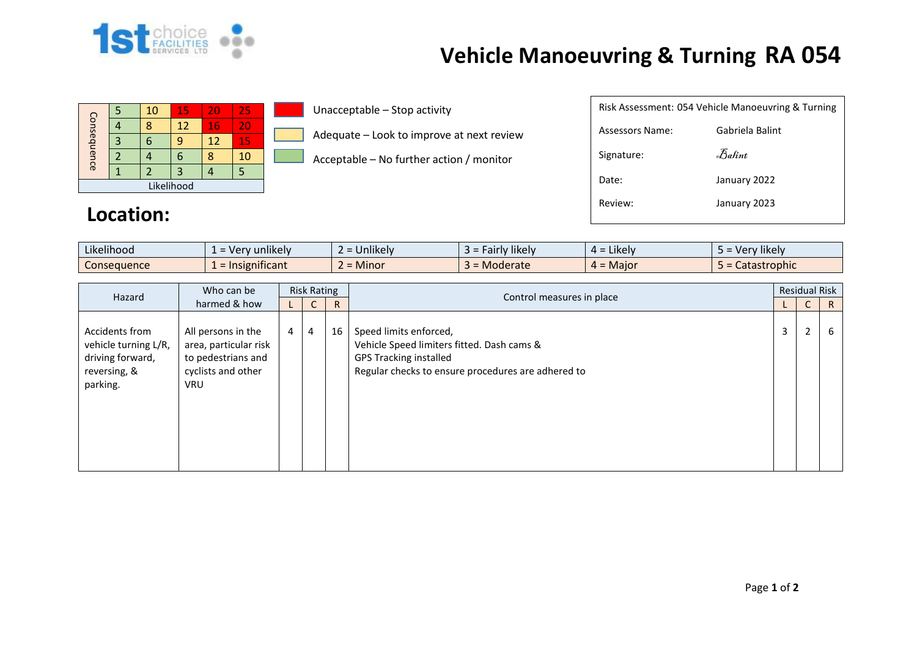# Vehicle Manoeuvring & Turning RA 054

| Consequence | | | | | |
|---|---|---|---|---|---|
| | 5 | 10 | 15 | 20 | 25 |
| | 4 | 8 | 12 | 16 | 20 |
| | 3 | 6 | 9 | 12 | 15 |
| | 2 | 4 | 6 | 8 | 10 |
| | 1 | 2 | 3 | 4 | 5 |
| Likelihood | | | | | |

- Unacceptable – Stop activity
- Adequate – Look to improve at next review
- Acceptable – No further action / monitor

| Risk Assessment: 054 Vehicle Manoeuvring & Turning | |
|---|---|
| Assessors Name: | Gabriela Balint |
| Signature: | Balint |
| Date: | January 2022 |
| Review: | January 2023 |

## Location:

| Likelihood | 1 = Very unlikely | 2 = Unlikely | 3 = Fairly likely | 4 = Likely | 5 = Very likely |
|---|---|---|---|---|---|
| Consequence | 1 = Insignificant | 2 = Minor | 3 = Moderate | 4 = Major | 5 = Catastrophic |

| Hazard | Who can be harmed & how | Risk Rating | | | Control measures in place | Residual Risk | | |
|---|---|---|---|---|---|---|---|---|
| | | L | C | R | | L | C | R |
| Accidents from vehicle turning L/R, driving forward, reversing, & parking. | All persons in the area, particular risk to pedestrians and cyclists and other VRU | 4 | 4 | 16 | Speed limits enforced,<br>Vehicle Speed limiters fitted. Dash cams & GPS Tracking installed<br>Regular checks to ensure procedures are adhered to | 3 | 2 | 6 |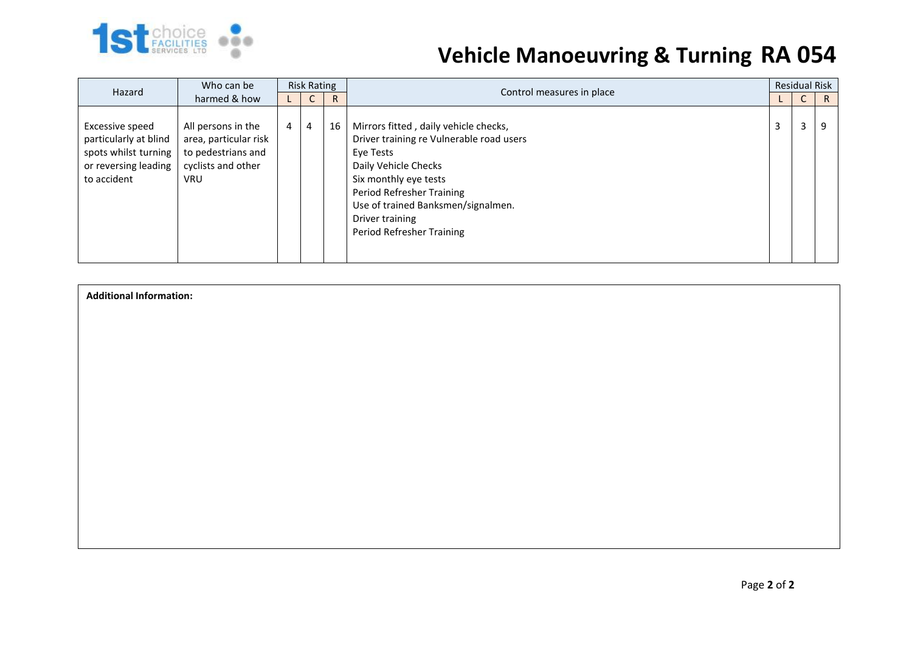# Vehicle Manoeuvring & Turning RA 054

| Hazard | Who can be harmed & how | Risk Rating | | | Control measures in place | Residual Risk | | |
|---|---|---|---|---|---|---|---|---|
| | | L | C | R | | L | C | R |
| Excessive speed particularly at blind spots whilst turning or reversing leading to accident | All persons in the area, particular risk to pedestrians and cyclists and other VRU | 4 | 4 | 16 | Mirrors fitted , daily vehicle checks,<br>Driver training re Vulnerable road users<br>Eye Tests<br>Daily Vehicle Checks<br>Six monthly eye tests<br>Period Refresher Training<br>Use of trained Banksmen/signalmen.<br>Driver training<br>Period Refresher Training | 3 | 3 | 9 |

**Additional Information:**